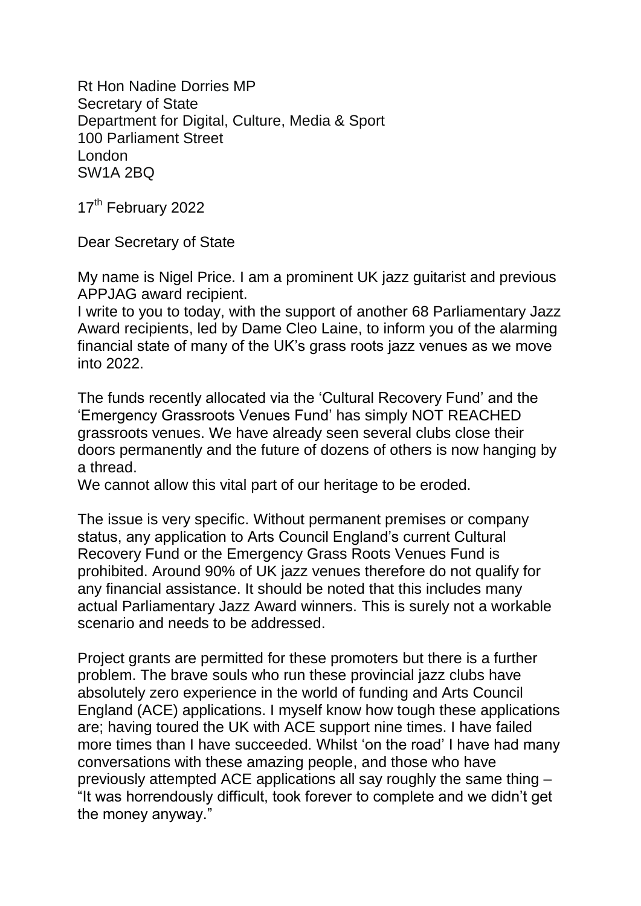Rt Hon Nadine Dorries MP
Secretary of State
Department for Digital, Culture, Media & Sport
100 Parliament Street
London
SW1A 2BQ

17th February 2022

Dear Secretary of State

My name is Nigel Price. I am a prominent UK jazz guitarist and previous APPJAG award recipient.
I write to you to today, with the support of another 68 Parliamentary Jazz Award recipients, led by Dame Cleo Laine, to inform you of the alarming financial state of many of the UK's grass roots jazz venues as we move into 2022.

The funds recently allocated via the 'Cultural Recovery Fund' and the 'Emergency Grassroots Venues Fund' has simply NOT REACHED grassroots venues. We have already seen several clubs close their doors permanently and the future of dozens of others is now hanging by a thread.
We cannot allow this vital part of our heritage to be eroded.

The issue is very specific. Without permanent premises or company status, any application to Arts Council England's current Cultural Recovery Fund or the Emergency Grass Roots Venues Fund is prohibited. Around 90% of UK jazz venues therefore do not qualify for any financial assistance. It should be noted that this includes many actual Parliamentary Jazz Award winners. This is surely not a workable scenario and needs to be addressed.

Project grants are permitted for these promoters but there is a further problem. The brave souls who run these provincial jazz clubs have absolutely zero experience in the world of funding and Arts Council England (ACE) applications. I myself know how tough these applications are; having toured the UK with ACE support nine times. I have failed more times than I have succeeded. Whilst 'on the road' I have had many conversations with these amazing people, and those who have previously attempted ACE applications all say roughly the same thing – "It was horrendously difficult, took forever to complete and we didn't get the money anyway."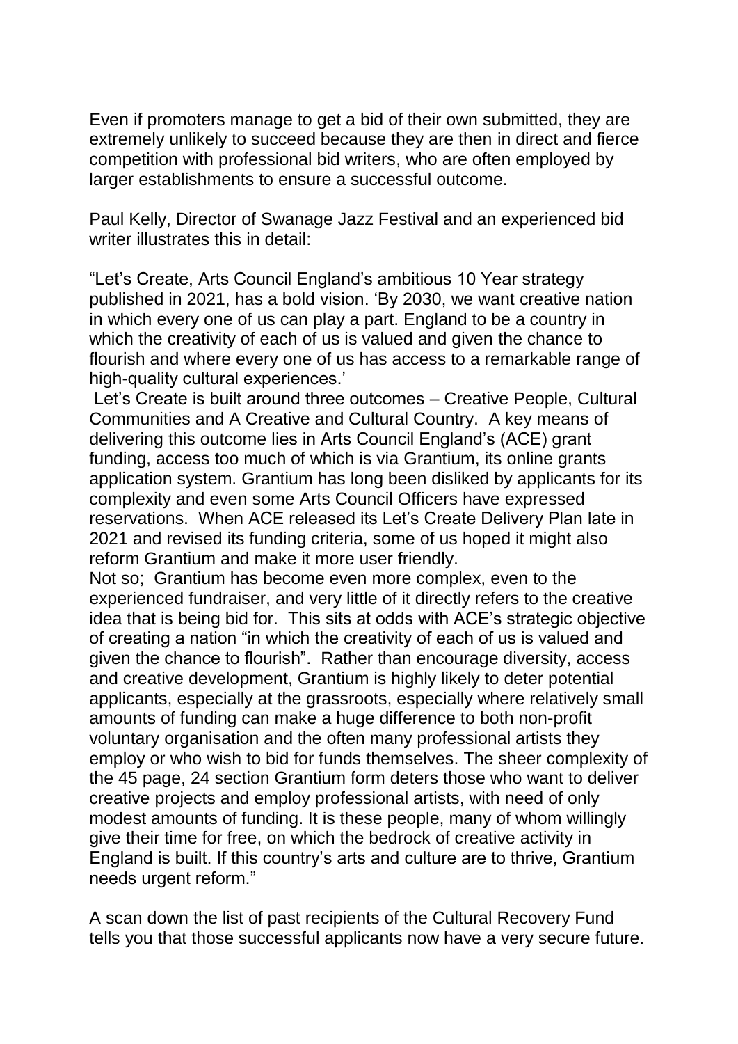Even if promoters manage to get a bid of their own submitted, they are extremely unlikely to succeed because they are then in direct and fierce competition with professional bid writers, who are often employed by larger establishments to ensure a successful outcome.

Paul Kelly, Director of Swanage Jazz Festival and an experienced bid writer illustrates this in detail:

"Let's Create, Arts Council England's ambitious 10 Year strategy published in 2021, has a bold vision. 'By 2030, we want creative nation in which every one of us can play a part. England to be a country in which the creativity of each of us is valued and given the chance to flourish and where every one of us has access to a remarkable range of high-quality cultural experiences.'

Let's Create is built around three outcomes – Creative People, Cultural Communities and A Creative and Cultural Country. A key means of delivering this outcome lies in Arts Council England's (ACE) grant funding, access too much of which is via Grantium, its online grants application system. Grantium has long been disliked by applicants for its complexity and even some Arts Council Officers have expressed reservations. When ACE released its Let's Create Delivery Plan late in 2021 and revised its funding criteria, some of us hoped it might also reform Grantium and make it more user friendly.

Not so; Grantium has become even more complex, even to the experienced fundraiser, and very little of it directly refers to the creative idea that is being bid for. This sits at odds with ACE's strategic objective of creating a nation "in which the creativity of each of us is valued and given the chance to flourish". Rather than encourage diversity, access and creative development, Grantium is highly likely to deter potential applicants, especially at the grassroots, especially where relatively small amounts of funding can make a huge difference to both non-profit voluntary organisation and the often many professional artists they employ or who wish to bid for funds themselves. The sheer complexity of the 45 page, 24 section Grantium form deters those who want to deliver creative projects and employ professional artists, with need of only modest amounts of funding. It is these people, many of whom willingly give their time for free, on which the bedrock of creative activity in England is built. If this country's arts and culture are to thrive, Grantium needs urgent reform."

A scan down the list of past recipients of the Cultural Recovery Fund tells you that those successful applicants now have a very secure future.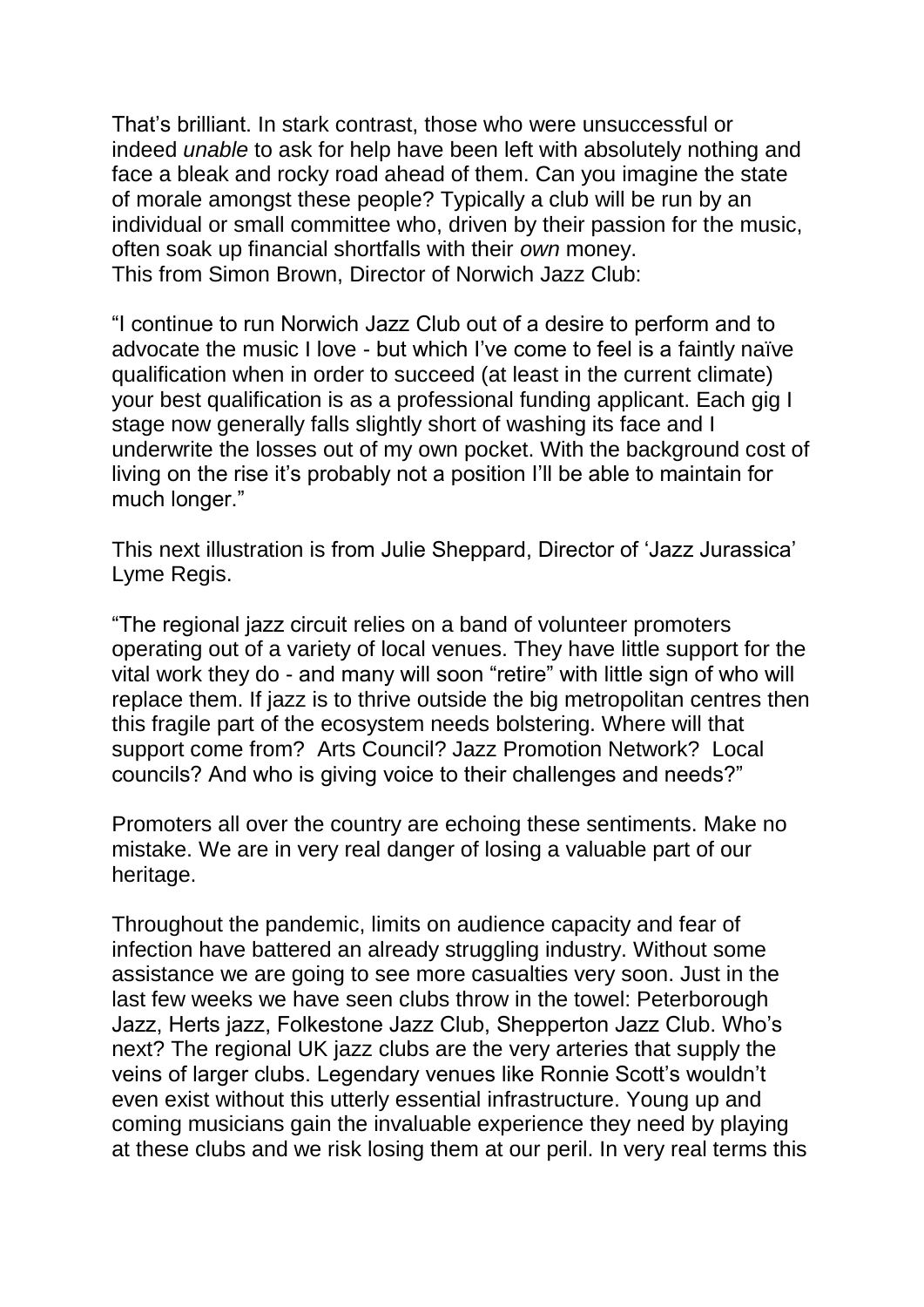That's brilliant. In stark contrast, those who were unsuccessful or indeed *unable* to ask for help have been left with absolutely nothing and face a bleak and rocky road ahead of them. Can you imagine the state of morale amongst these people? Typically a club will be run by an individual or small committee who, driven by their passion for the music, often soak up financial shortfalls with their *own* money.
This from Simon Brown, Director of Norwich Jazz Club:

"I continue to run Norwich Jazz Club out of a desire to perform and to advocate the music I love - but which I've come to feel is a faintly naïve qualification when in order to succeed (at least in the current climate) your best qualification is as a professional funding applicant. Each gig I stage now generally falls slightly short of washing its face and I underwrite the losses out of my own pocket. With the background cost of living on the rise it's probably not a position I'll be able to maintain for much longer."

This next illustration is from Julie Sheppard, Director of 'Jazz Jurassica' Lyme Regis.

"The regional jazz circuit relies on a band of volunteer promoters operating out of a variety of local venues. They have little support for the vital work they do - and many will soon "retire" with little sign of who will replace them. If jazz is to thrive outside the big metropolitan centres then this fragile part of the ecosystem needs bolstering. Where will that support come from? Arts Council? Jazz Promotion Network? Local councils? And who is giving voice to their challenges and needs?"

Promoters all over the country are echoing these sentiments. Make no mistake. We are in very real danger of losing a valuable part of our heritage.

Throughout the pandemic, limits on audience capacity and fear of infection have battered an already struggling industry. Without some assistance we are going to see more casualties very soon. Just in the last few weeks we have seen clubs throw in the towel: Peterborough Jazz, Herts jazz, Folkestone Jazz Club, Shepperton Jazz Club. Who's next? The regional UK jazz clubs are the very arteries that supply the veins of larger clubs. Legendary venues like Ronnie Scott's wouldn't even exist without this utterly essential infrastructure. Young up and coming musicians gain the invaluable experience they need by playing at these clubs and we risk losing them at our peril. In very real terms this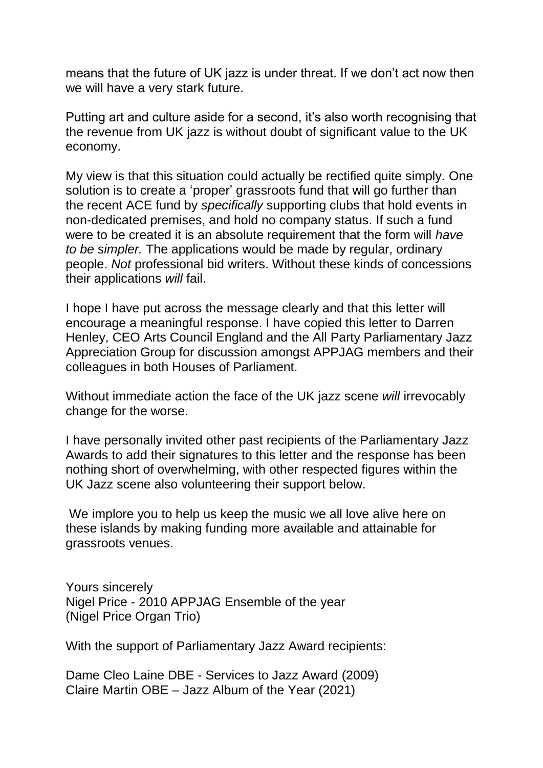means that the future of UK jazz is under threat. If we don't act now then we will have a very stark future.

Putting art and culture aside for a second, it's also worth recognising that the revenue from UK jazz is without doubt of significant value to the UK economy.

My view is that this situation could actually be rectified quite simply. One solution is to create a 'proper' grassroots fund that will go further than the recent ACE fund by *specifically* supporting clubs that hold events in non-dedicated premises, and hold no company status. If such a fund were to be created it is an absolute requirement that the form will *have to be simpler.* The applications would be made by regular, ordinary people. *Not* professional bid writers. Without these kinds of concessions their applications *will* fail.

I hope I have put across the message clearly and that this letter will encourage a meaningful response. I have copied this letter to Darren Henley, CEO Arts Council England and the All Party Parliamentary Jazz Appreciation Group for discussion amongst APPJAG members and their colleagues in both Houses of Parliament.

Without immediate action the face of the UK jazz scene *will* irrevocably change for the worse.

I have personally invited other past recipients of the Parliamentary Jazz Awards to add their signatures to this letter and the response has been nothing short of overwhelming, with other respected figures within the UK Jazz scene also volunteering their support below.

We implore you to help us keep the music we all love alive here on these islands by making funding more available and attainable for grassroots venues.

Yours sincerely
Nigel Price - 2010 APPJAG Ensemble of the year
(Nigel Price Organ Trio)

With the support of Parliamentary Jazz Award recipients:

Dame Cleo Laine DBE - Services to Jazz Award (2009)
Claire Martin OBE – Jazz Album of the Year (2021)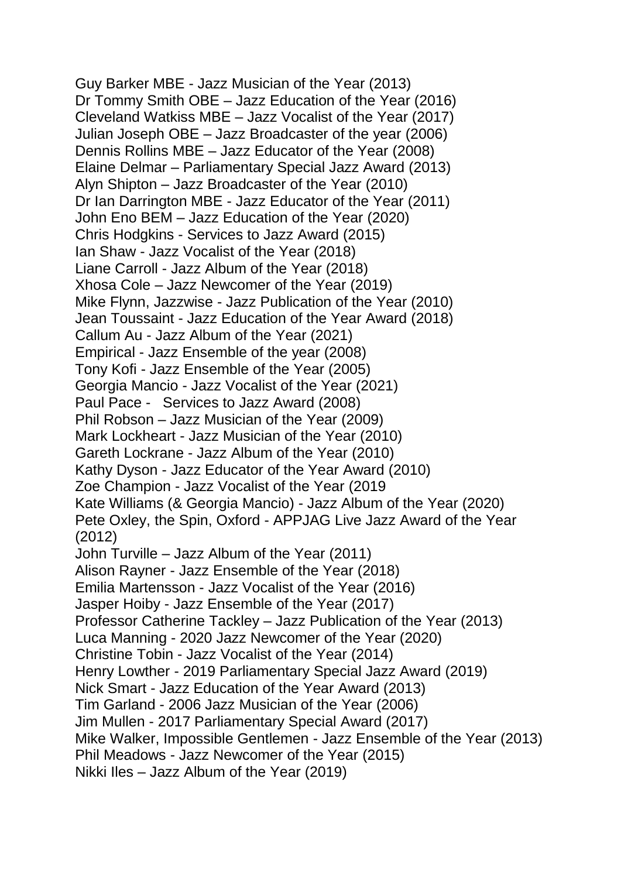Guy Barker MBE - Jazz Musician of the Year (2013)
Dr Tommy Smith OBE – Jazz Education of the Year (2016)
Cleveland Watkiss MBE – Jazz Vocalist of the Year (2017)
Julian Joseph OBE – Jazz Broadcaster of the year (2006)
Dennis Rollins MBE – Jazz Educator of the Year (2008)
Elaine Delmar – Parliamentary Special Jazz Award (2013)
Alyn Shipton – Jazz Broadcaster of the Year (2010)
Dr Ian Darrington MBE - Jazz Educator of the Year (2011)
John Eno BEM – Jazz Education of the Year (2020)
Chris Hodgkins - Services to Jazz Award (2015)
Ian Shaw - Jazz Vocalist of the Year (2018)
Liane Carroll - Jazz Album of the Year (2018)
Xhosa Cole – Jazz Newcomer of the Year (2019)
Mike Flynn, Jazzwise - Jazz Publication of the Year (2010)
Jean Toussaint - Jazz Education of the Year Award (2018)
Callum Au - Jazz Album of the Year (2021)
Empirical - Jazz Ensemble of the year (2008)
Tony Kofi - Jazz Ensemble of the Year (2005)
Georgia Mancio - Jazz Vocalist of the Year (2021)
Paul Pace - Services to Jazz Award (2008)
Phil Robson – Jazz Musician of the Year (2009)
Mark Lockheart - Jazz Musician of the Year (2010)
Gareth Lockrane - Jazz Album of the Year (2010)
Kathy Dyson - Jazz Educator of the Year Award (2010)
Zoe Champion - Jazz Vocalist of the Year (2019
Kate Williams (& Georgia Mancio) - Jazz Album of the Year (2020)
Pete Oxley, the Spin, Oxford - APPJAG Live Jazz Award of the Year (2012)
John Turville – Jazz Album of the Year (2011)
Alison Rayner - Jazz Ensemble of the Year (2018)
Emilia Martensson - Jazz Vocalist of the Year (2016)
Jasper Hoiby - Jazz Ensemble of the Year (2017)
Professor Catherine Tackley – Jazz Publication of the Year (2013)
Luca Manning - 2020 Jazz Newcomer of the Year (2020)
Christine Tobin - Jazz Vocalist of the Year (2014)
Henry Lowther - 2019 Parliamentary Special Jazz Award (2019)
Nick Smart - Jazz Education of the Year Award (2013)
Tim Garland - 2006 Jazz Musician of the Year (2006)
Jim Mullen - 2017 Parliamentary Special Award (2017)
Mike Walker, Impossible Gentlemen - Jazz Ensemble of the Year (2013)
Phil Meadows - Jazz Newcomer of the Year (2015)
Nikki Iles – Jazz Album of the Year (2019)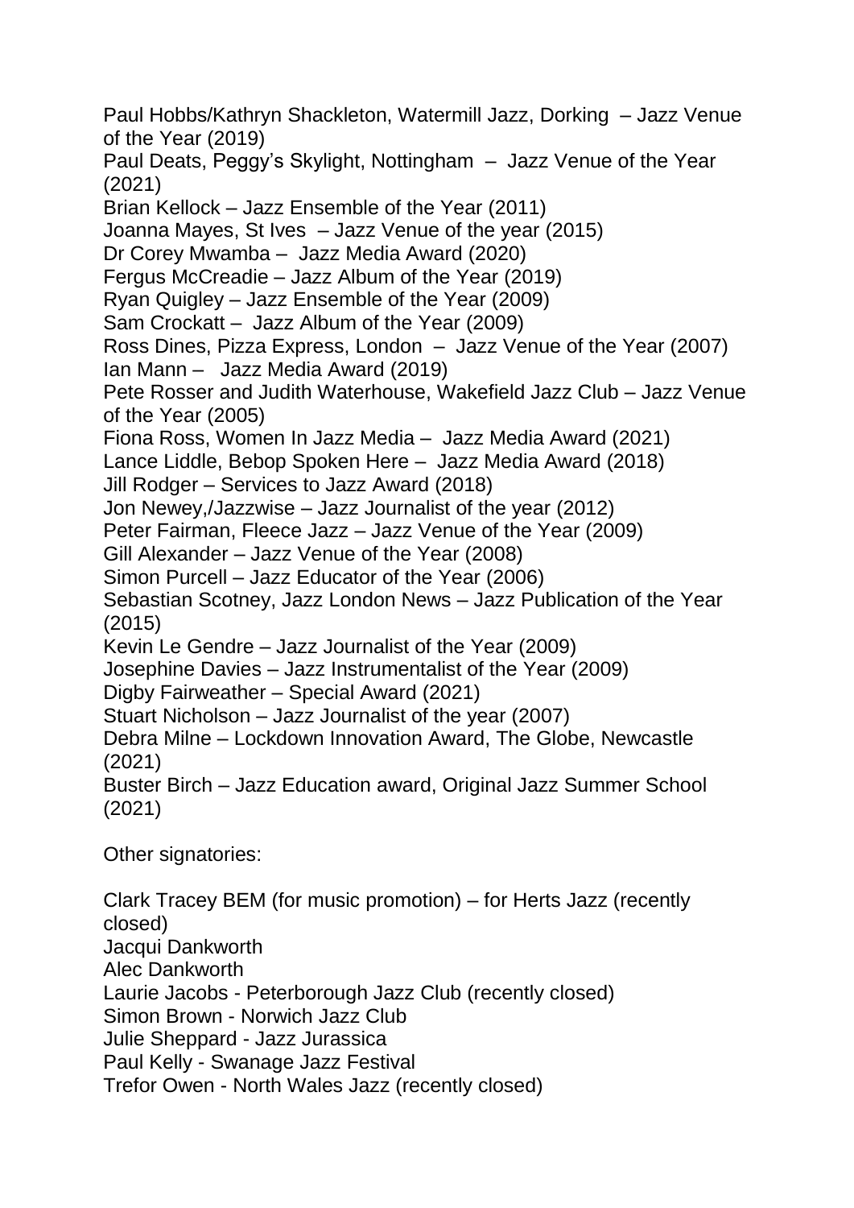Paul Hobbs/Kathryn Shackleton, Watermill Jazz, Dorking – Jazz Venue of the Year (2019)
Paul Deats, Peggy's Skylight, Nottingham – Jazz Venue of the Year (2021)
Brian Kellock – Jazz Ensemble of the Year (2011)
Joanna Mayes, St Ives – Jazz Venue of the year (2015)
Dr Corey Mwamba – Jazz Media Award (2020)
Fergus McCreadie – Jazz Album of the Year (2019)
Ryan Quigley – Jazz Ensemble of the Year (2009)
Sam Crockatt – Jazz Album of the Year (2009)
Ross Dines, Pizza Express, London – Jazz Venue of the Year (2007)
Ian Mann – Jazz Media Award (2019)
Pete Rosser and Judith Waterhouse, Wakefield Jazz Club – Jazz Venue of the Year (2005)
Fiona Ross, Women In Jazz Media – Jazz Media Award (2021)
Lance Liddle, Bebop Spoken Here – Jazz Media Award (2018)
Jill Rodger – Services to Jazz Award (2018)
Jon Newey,/Jazzwise – Jazz Journalist of the year (2012)
Peter Fairman, Fleece Jazz – Jazz Venue of the Year (2009)
Gill Alexander – Jazz Venue of the Year (2008)
Simon Purcell – Jazz Educator of the Year (2006)
Sebastian Scotney, Jazz London News – Jazz Publication of the Year (2015)
Kevin Le Gendre – Jazz Journalist of the Year (2009)
Josephine Davies – Jazz Instrumentalist of the Year (2009)
Digby Fairweather – Special Award (2021)
Stuart Nicholson – Jazz Journalist of the year (2007)
Debra Milne – Lockdown Innovation Award, The Globe, Newcastle (2021)
Buster Birch – Jazz Education award, Original Jazz Summer School (2021)

Other signatories:

Clark Tracey BEM (for music promotion) – for Herts Jazz (recently closed)
Jacqui Dankworth
Alec Dankworth
Laurie Jacobs - Peterborough Jazz Club (recently closed)
Simon Brown - Norwich Jazz Club
Julie Sheppard - Jazz Jurassica
Paul Kelly - Swanage Jazz Festival
Trefor Owen - North Wales Jazz (recently closed)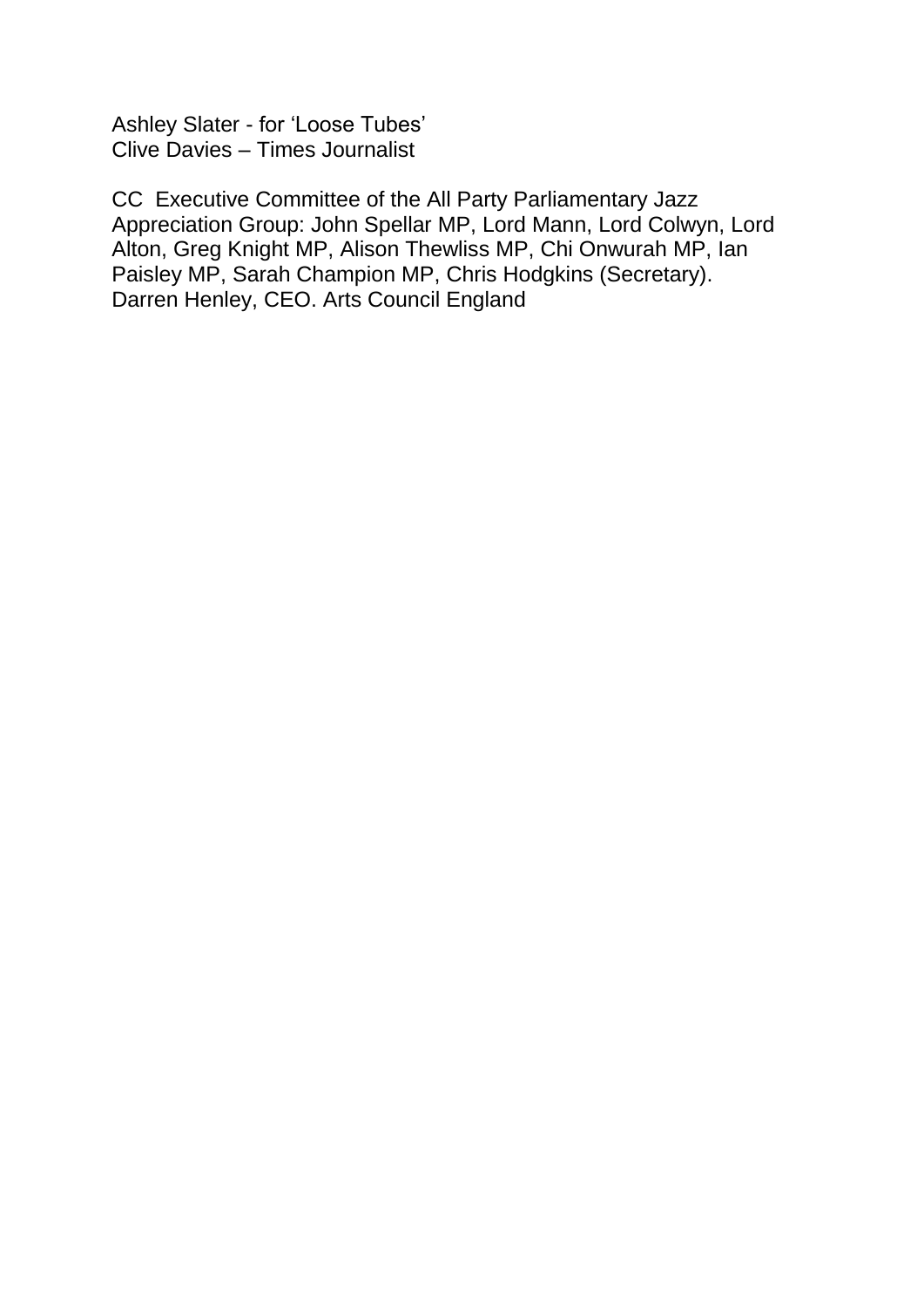Ashley Slater - for 'Loose Tubes'
Clive Davies – Times Journalist

CC Executive Committee of the All Party Parliamentary Jazz Appreciation Group: John Spellar MP, Lord Mann, Lord Colwyn, Lord Alton, Greg Knight MP, Alison Thewliss MP, Chi Onwurah MP, Ian Paisley MP, Sarah Champion MP, Chris Hodgkins (Secretary).
Darren Henley, CEO. Arts Council England